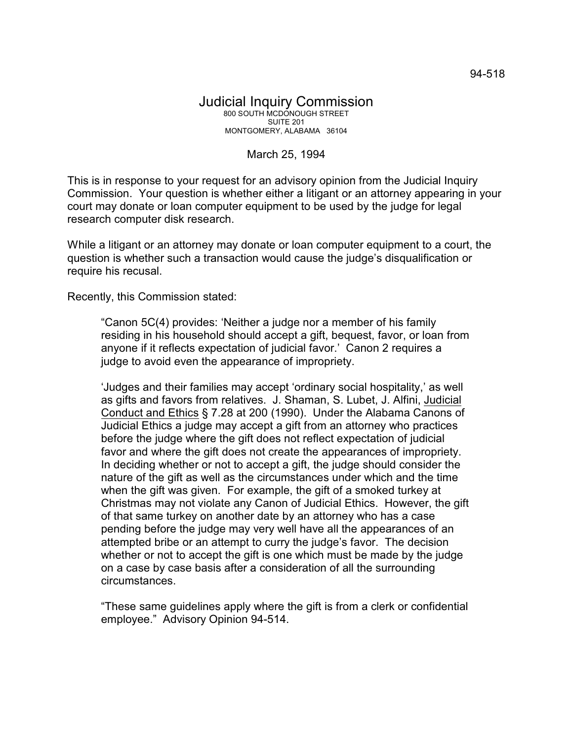94-518

# Judicial Inquiry Commission

800 SOUTH MCDONOUGH STREET
SUITE 201
MONTGOMERY, ALABAMA 36104

March 25, 1994

This is in response to your request for an advisory opinion from the Judicial Inquiry Commission. Your question is whether either a litigant or an attorney appearing in your court may donate or loan computer equipment to be used by the judge for legal research computer disk research.

While a litigant or an attorney may donate or loan computer equipment to a court, the question is whether such a transaction would cause the judge's disqualification or require his recusal.

Recently, this Commission stated:

> "Canon 5C(4) provides: 'Neither a judge nor a member of his family residing in his household should accept a gift, bequest, favor, or loan from anyone if it reflects expectation of judicial favor.' Canon 2 requires a judge to avoid even the appearance of impropriety.
>
> 'Judges and their families may accept 'ordinary social hospitality,' as well as gifts and favors from relatives. J. Shaman, S. Lubet, J. Alfini, Judicial Conduct and Ethics § 7.28 at 200 (1990). Under the Alabama Canons of Judicial Ethics a judge may accept a gift from an attorney who practices before the judge where the gift does not reflect expectation of judicial favor and where the gift does not create the appearances of impropriety. In deciding whether or not to accept a gift, the judge should consider the nature of the gift as well as the circumstances under which and the time when the gift was given. For example, the gift of a smoked turkey at Christmas may not violate any Canon of Judicial Ethics. However, the gift of that same turkey on another date by an attorney who has a case pending before the judge may very well have all the appearances of an attempted bribe or an attempt to curry the judge's favor. The decision whether or not to accept the gift is one which must be made by the judge on a case by case basis after a consideration of all the surrounding circumstances.
>
> "These same guidelines apply where the gift is from a clerk or confidential employee." Advisory Opinion 94-514.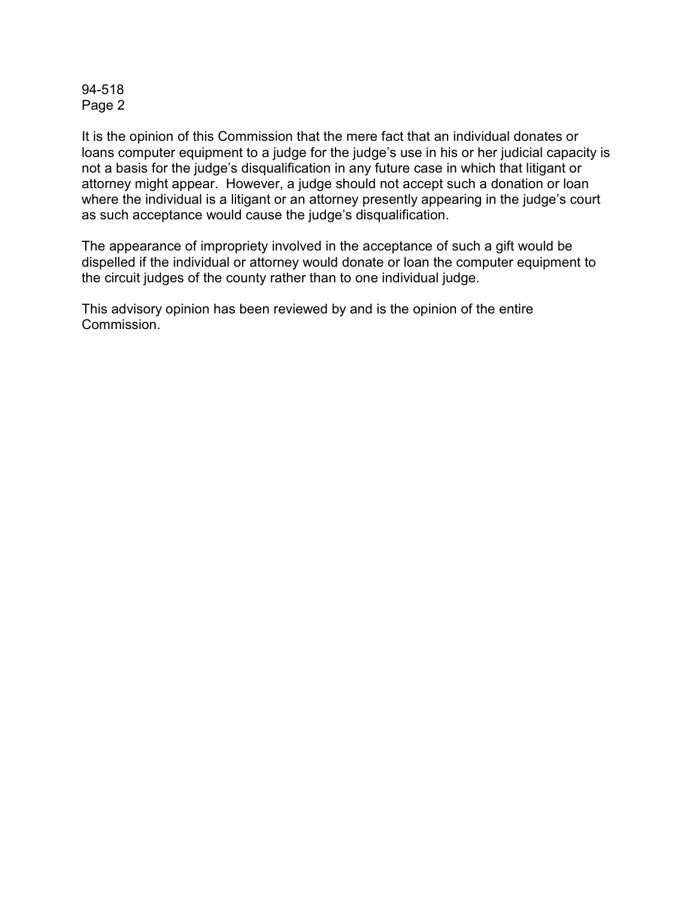It is the opinion of this Commission that the mere fact that an individual donates or loans computer equipment to a judge for the judge's use in his or her judicial capacity is not a basis for the judge's disqualification in any future case in which that litigant or attorney might appear. However, a judge should not accept such a donation or loan where the individual is a litigant or an attorney presently appearing in the judge's court as such acceptance would cause the judge's disqualification.

The appearance of impropriety involved in the acceptance of such a gift would be dispelled if the individual or attorney would donate or loan the computer equipment to the circuit judges of the county rather than to one individual judge.

This advisory opinion has been reviewed by and is the opinion of the entire Commission.